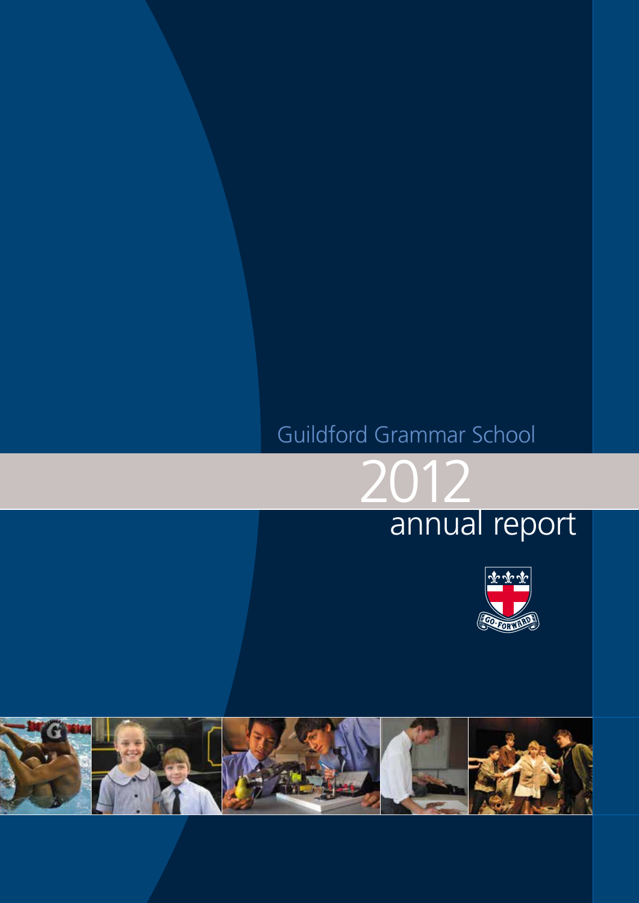Guildford Grammar School

# 2012 annual report

GO FORWARD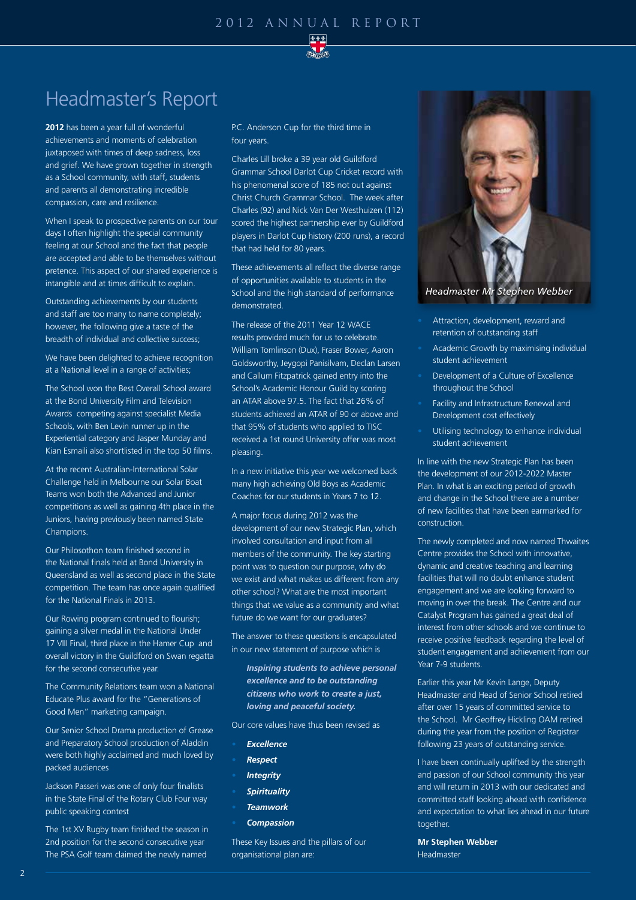# Headmaster's Report

**2012** has been a year full of wonderful achievements and moments of celebration juxtaposed with times of deep sadness, loss and grief. We have grown together in strength as a School community, with staff, students and parents all demonstrating incredible compassion, care and resilience.

When I speak to prospective parents on our tour days I often highlight the special community feeling at our School and the fact that people are accepted and able to be themselves without pretence. This aspect of our shared experience is intangible and at times difficult to explain.

Outstanding achievements by our students and staff are too many to name completely; however, the following give a taste of the breadth of individual and collective success;

We have been delighted to achieve recognition at a National level in a range of activities;

The School won the Best Overall School award at the Bond University Film and Television Awards competing against specialist Media Schools, with Ben Levin runner up in the Experiential category and Jasper Munday and Kian Esmaili also shortlisted in the top 50 films.

At the recent Australian-International Solar Challenge held in Melbourne our Solar Boat Teams won both the Advanced and Junior competitions as well as gaining 4th place in the Juniors, having previously been named State Champions.

Our Philosothon team finished second in the National finals held at Bond University in Queensland as well as second place in the State competition. The team has once again qualified for the National Finals in 2013.

Our Rowing program continued to flourish; gaining a silver medal in the National Under 17 VIII Final, third place in the Hamer Cup and overall victory in the Guildford on Swan regatta for the second consecutive year.

The Community Relations team won a National Educate Plus award for the "Generations of Good Men" marketing campaign.

Our Senior School Drama production of Grease and Preparatory School production of Aladdin were both highly acclaimed and much loved by packed audiences

Jackson Passeri was one of only four finalists in the State Final of the Rotary Club Four way public speaking contest

The 1st XV Rugby team finished the season in 2nd position for the second consecutive year The PSA Golf team claimed the newly named P.C. Anderson Cup for the third time in four years.

Charles Lill broke a 39 year old Guildford Grammar School Darlot Cup Cricket record with his phenomenal score of 185 not out against Christ Church Grammar School. The week after Charles (92) and Nick Van Der Westhuizen (112) scored the highest partnership ever by Guildford players in Darlot Cup history (200 runs), a record that had held for 80 years.

These achievements all reflect the diverse range of opportunities available to students in the School and the high standard of performance demonstrated.

The release of the 2011 Year 12 WACE results provided much for us to celebrate. William Tomlinson (Dux), Fraser Bower, Aaron Goldsworthy, Jeygopi Panisilvam, Declan Larsen and Callum Fitzpatrick gained entry into the School's Academic Honour Guild by scoring an ATAR above 97.5. The fact that 26% of students achieved an ATAR of 90 or above and that 95% of students who applied to TISC received a 1st round University offer was most pleasing.

In a new initiative this year we welcomed back many high achieving Old Boys as Academic Coaches for our students in Years 7 to 12.

A major focus during 2012 was the development of our new Strategic Plan, which involved consultation and input from all members of the community. The key starting point was to question our purpose, why do we exist and what makes us different from any other school? What are the most important things that we value as a community and what future do we want for our graduates?

The answer to these questions is encapsulated in our new statement of purpose which is

> ***Inspiring students to achieve personal excellence and to be outstanding citizens who work to create a just, loving and peaceful society.***

Our core values have thus been revised as

- ***Excellence***
- ***Respect***
- ***Integrity***
- ***Spirituality***
- ***Teamwork***
- ***Compassion***

These Key Issues and the pillars of our organisational plan are:

*Headmaster Mr Stephen Webber*

- Attraction, development, reward and retention of outstanding staff
- Academic Growth by maximising individual student achievement
- Development of a Culture of Excellence throughout the School
- Facility and Infrastructure Renewal and Development cost effectively
- Utilising technology to enhance individual student achievement

In line with the new Strategic Plan has been the development of our 2012-2022 Master Plan. In what is an exciting period of growth and change in the School there are a number of new facilities that have been earmarked for construction.

The newly completed and now named Thwaites Centre provides the School with innovative, dynamic and creative teaching and learning facilities that will no doubt enhance student engagement and we are looking forward to moving in over the break. The Centre and our Catalyst Program has gained a great deal of interest from other schools and we continue to receive positive feedback regarding the level of student engagement and achievement from our Year 7-9 students.

Earlier this year Mr Kevin Lange, Deputy Headmaster and Head of Senior School retired after over 15 years of committed service to the School. Mr Geoffrey Hickling OAM retired during the year from the position of Registrar following 23 years of outstanding service.

I have been continually uplifted by the strength and passion of our School community this year and will return in 2013 with our dedicated and committed staff looking ahead with confidence and expectation to what lies ahead in our future together.

**Mr Stephen Webber**
Headmaster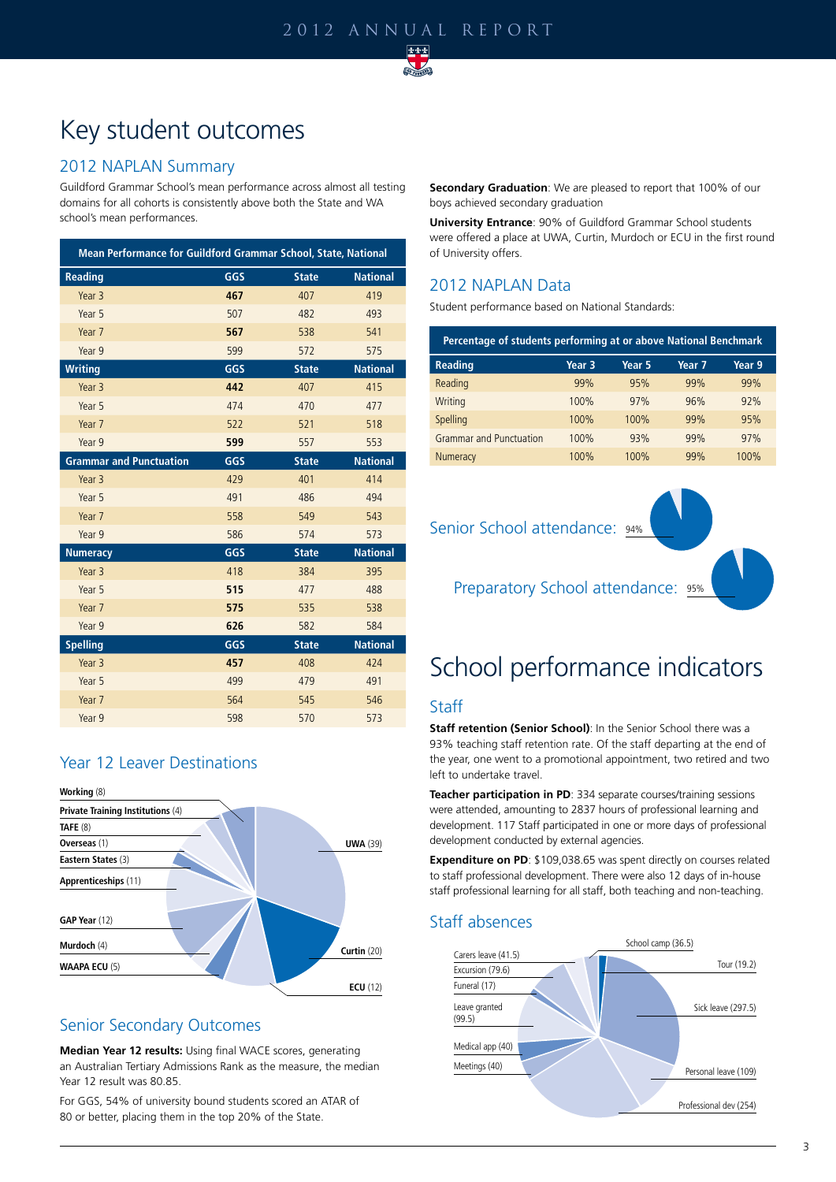# Key student outcomes

## 2012 NAPLAN Summary

Guildford Grammar School's mean performance across almost all testing domains for all cohorts is consistently above both the State and WA school's mean performances.

**Mean Performance for Guildford Grammar School, State, National**

| Reading | GGS | State | National |
|---|---|---|---|
| Year 3 | **467** | 407 | 419 |
| Year 5 | 507 | 482 | 493 |
| Year 7 | **567** | 538 | 541 |
| Year 9 | 599 | 572 | 575 |
| **Writing** | **GGS** | **State** | **National** |
| Year 3 | **442** | 407 | 415 |
| Year 5 | 474 | 470 | 477 |
| Year 7 | 522 | 521 | 518 |
| Year 9 | **599** | 557 | 553 |
| **Grammar and Punctuation** | **GGS** | **State** | **National** |
| Year 3 | 429 | 401 | 414 |
| Year 5 | 491 | 486 | 494 |
| Year 7 | 558 | 549 | 543 |
| Year 9 | 586 | 574 | 573 |
| **Numeracy** | **GGS** | **State** | **National** |
| Year 3 | 418 | 384 | 395 |
| Year 5 | **515** | 477 | 488 |
| Year 7 | **575** | 535 | 538 |
| Year 9 | **626** | 582 | 584 |
| **Spelling** | **GGS** | **State** | **National** |
| Year 3 | **457** | 408 | 424 |
| Year 5 | 499 | 479 | 491 |
| Year 7 | 564 | 545 | 546 |
| Year 9 | 598 | 570 | 573 |

## Year 12 Leaver Destinations

- Working (8)
- Private Training Institutions (4)
- TAFE (8)
- Overseas (1)
- Eastern States (3)
- Apprenticeships (11)
- GAP Year (12)
- Murdoch (4)
- WAAPA ECU (5)
- UWA (39)
- Curtin (20)
- ECU (12)

## Senior Secondary Outcomes

**Median Year 12 results:** Using final WACE scores, generating an Australian Tertiary Admissions Rank as the measure, the median Year 12 result was 80.85.

For GGS, 54% of university bound students scored an ATAR of 80 or better, placing them in the top 20% of the State.

**Secondary Graduation**: We are pleased to report that 100% of our boys achieved secondary graduation

**University Entrance**: 90% of Guildford Grammar School students were offered a place at UWA, Curtin, Murdoch or ECU in the first round of University offers.

## 2012 NAPLAN Data

Student performance based on National Standards:

**Percentage of students performing at or above National Benchmark**

| Reading | Year 3 | Year 5 | Year 7 | Year 9 |
|---|---|---|---|---|
| Reading | 99% | 95% | 99% | 99% |
| Writing | 100% | 97% | 96% | 92% |
| Spelling | 100% | 100% | 99% | 95% |
| Grammar and Punctuation | 100% | 93% | 99% | 97% |
| Numeracy | 100% | 100% | 99% | 100% |

Senior School attendance: 94%

Preparatory School attendance: 95%

# School performance indicators

## Staff

**Staff retention (Senior School)**: In the Senior School there was a 93% teaching staff retention rate. Of the staff departing at the end of the year, one went to a promotional appointment, two retired and two left to undertake travel.

**Teacher participation in PD**: 334 separate courses/training sessions were attended, amounting to 2837 hours of professional learning and development. 117 Staff participated in one or more days of professional development conducted by external agencies.

**Expenditure on PD**: $109,038.65 was spent directly on courses related to staff professional development. There were also 12 days of in-house staff professional learning for all staff, both teaching and non-teaching.

## Staff absences

- Carers leave (41.5)
- Excursion (79.6)
- Funeral (17)
- Leave granted (99.5)
- Medical app (40)
- Meetings (40)
- School camp (36.5)
- Tour (19.2)
- Sick leave (297.5)
- Personal leave (109)
- Professional dev (254)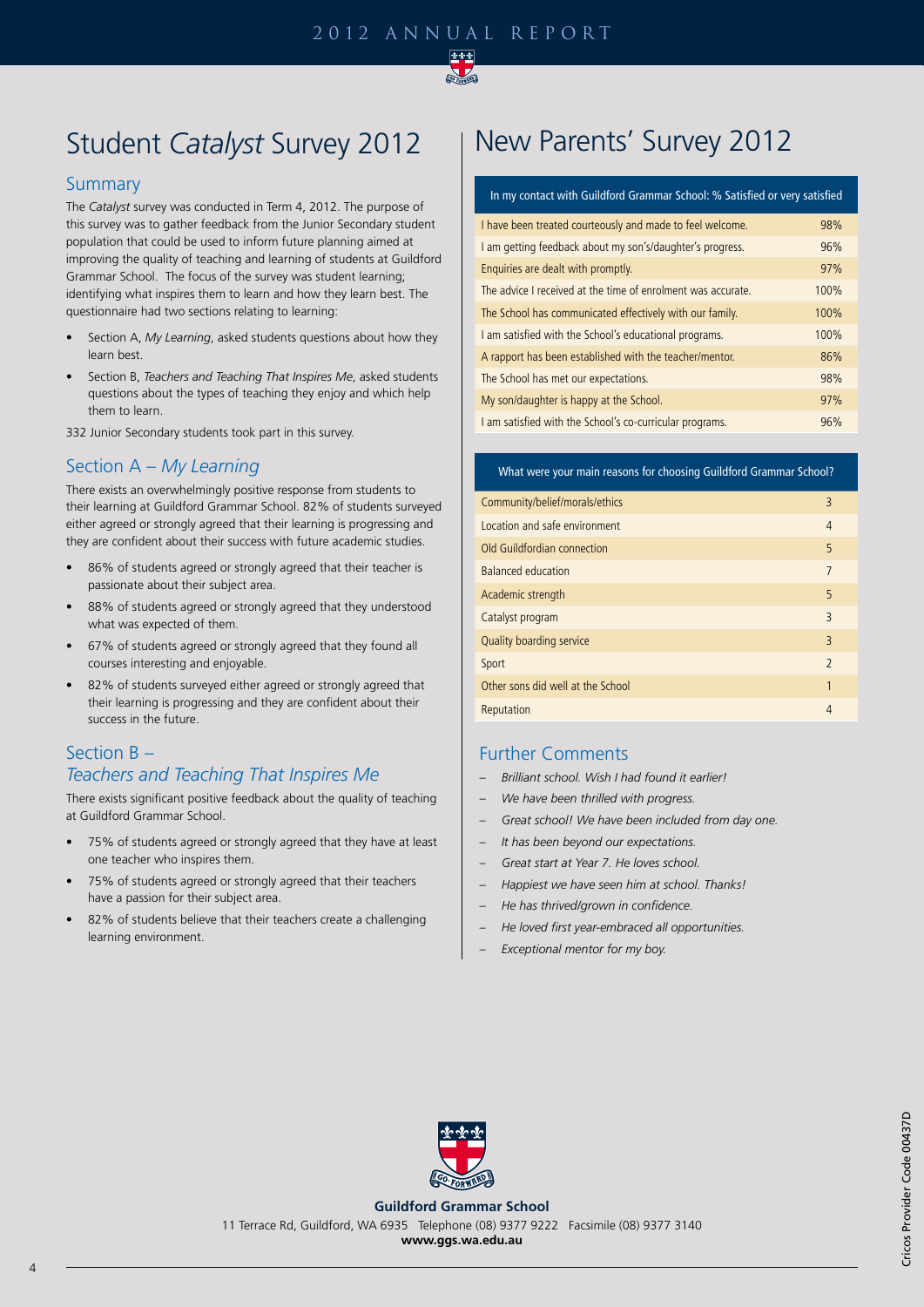# Student *Catalyst* Survey 2012

## Summary

The *Catalyst* survey was conducted in Term 4, 2012. The purpose of this survey was to gather feedback from the Junior Secondary student population that could be used to inform future planning aimed at improving the quality of teaching and learning of students at Guildford Grammar School. The focus of the survey was student learning; identifying what inspires them to learn and how they learn best. The questionnaire had two sections relating to learning:

- Section A, *My Learning*, asked students questions about how they learn best.
- Section B, *Teachers and Teaching That Inspires Me*, asked students questions about the types of teaching they enjoy and which help them to learn.

332 Junior Secondary students took part in this survey.

## Section A – *My Learning*

There exists an overwhelmingly positive response from students to their learning at Guildford Grammar School. 82% of students surveyed either agreed or strongly agreed that their learning is progressing and they are confident about their success with future academic studies.

- 86% of students agreed or strongly agreed that their teacher is passionate about their subject area.
- 88% of students agreed or strongly agreed that they understood what was expected of them.
- 67% of students agreed or strongly agreed that they found all courses interesting and enjoyable.
- 82% of students surveyed either agreed or strongly agreed that their learning is progressing and they are confident about their success in the future.

## Section B – *Teachers and Teaching That Inspires Me*

There exists significant positive feedback about the quality of teaching at Guildford Grammar School.

- 75% of students agreed or strongly agreed that they have at least one teacher who inspires them.
- 75% of students agreed or strongly agreed that their teachers have a passion for their subject area.
- 82% of students believe that their teachers create a challenging learning environment.

# New Parents' Survey 2012

| In my contact with Guildford Grammar School: % Satisfied or very satisfied | |
|---|---|
| I have been treated courteously and made to feel welcome. | 98% |
| I am getting feedback about my son's/daughter's progress. | 96% |
| Enquiries are dealt with promptly. | 97% |
| The advice I received at the time of enrolment was accurate. | 100% |
| The School has communicated effectively with our family. | 100% |
| I am satisfied with the School's educational programs. | 100% |
| A rapport has been established with the teacher/mentor. | 86% |
| The School has met our expectations. | 98% |
| My son/daughter is happy at the School. | 97% |
| I am satisfied with the School's co-curricular programs. | 96% |

| What were your main reasons for choosing Guildford Grammar School? | |
|---|---|
| Community/belief/morals/ethics | 3 |
| Location and safe environment | 4 |
| Old Guildfordian connection | 5 |
| Balanced education | 7 |
| Academic strength | 5 |
| Catalyst program | 3 |
| Quality boarding service | 3 |
| Sport | 2 |
| Other sons did well at the School | 1 |
| Reputation | 4 |

## Further Comments

- *Brilliant school. Wish I had found it earlier!*
- *We have been thrilled with progress.*
- *Great school! We have been included from day one.*
- *It has been beyond our expectations.*
- *Great start at Year 7. He loves school.*
- *Happiest we have seen him at school. Thanks!*
- *He has thrived/grown in confidence.*
- *He loved first year-embraced all opportunities.*
- *Exceptional mentor for my boy.*

**Guildford Grammar School**
11 Terrace Rd, Guildford, WA 6935 Telephone (08) 9377 9222 Facsimile (08) 9377 3140
**www.ggs.wa.edu.au**

Cricos Provider Code 00437D